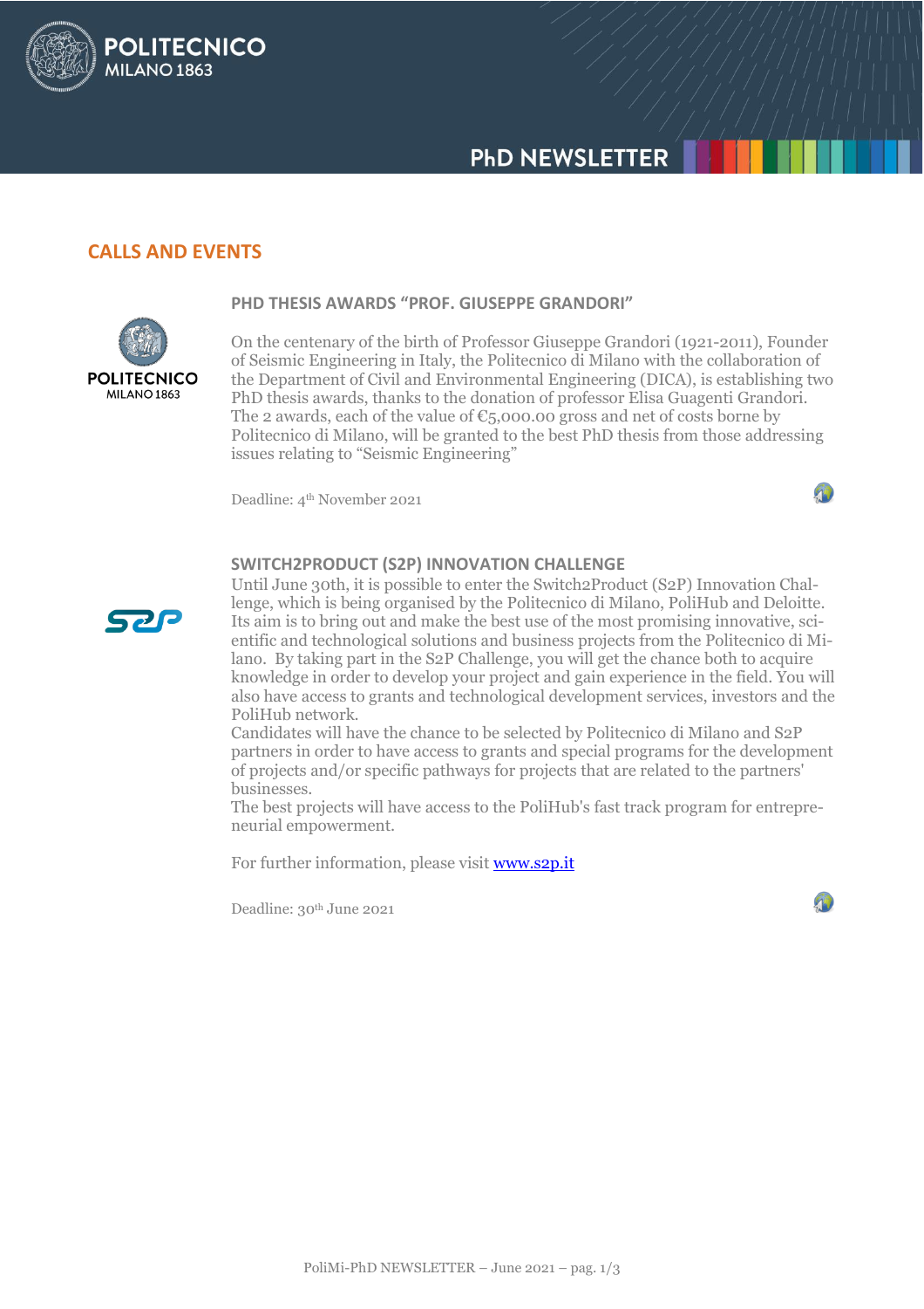## CALLS AND EVENTS

### PHD THESIS AWARDS "PROF. GIUSEPPE GRANDORI"

On the centenary of the birth of Professor Giuseppe Grandori (1921-2011), Founder of Seismic Engineering in Italy, the Politecnico di Milano with the collaboration of the Department of Civil and Environmental Engineering (DICA), is establishing two PhD thesis awards, thanks to the donation of professor Elisa Guagenti Grandori. The 2 awards, each of the value of €5,000.00 gross and net of costs borne by Politecnico di Milano, will be granted to the best PhD thesis from those addressing issues relating to "Seismic Engineering"

Deadline: 4th November 2021

### SWITCH2PRODUCT (S2P) INNOVATION CHALLENGE

Until June 30th, it is possible to enter the Switch2Product (S2P) Innovation Challenge, which is being organised by the Politecnico di Milano, PoliHub and Deloitte. Its aim is to bring out and make the best use of the most promising innovative, scientific and technological solutions and business projects from the Politecnico di Milano. By taking part in the S2P Challenge, you will get the chance both to acquire knowledge in order to develop your project and gain experience in the field. You will also have access to grants and technological development services, investors and the PoliHub network.

Candidates will have the chance to be selected by Politecnico di Milano and S2P partners in order to have access to grants and special programs for the development of projects and/or specific pathways for projects that are related to the partners' businesses.

The best projects will have access to the PoliHub's fast track program for entrepreneurial empowerment.

For further information, please visit [www.s2p.it](http://www.s2p.it)

Deadline: 30th June 2021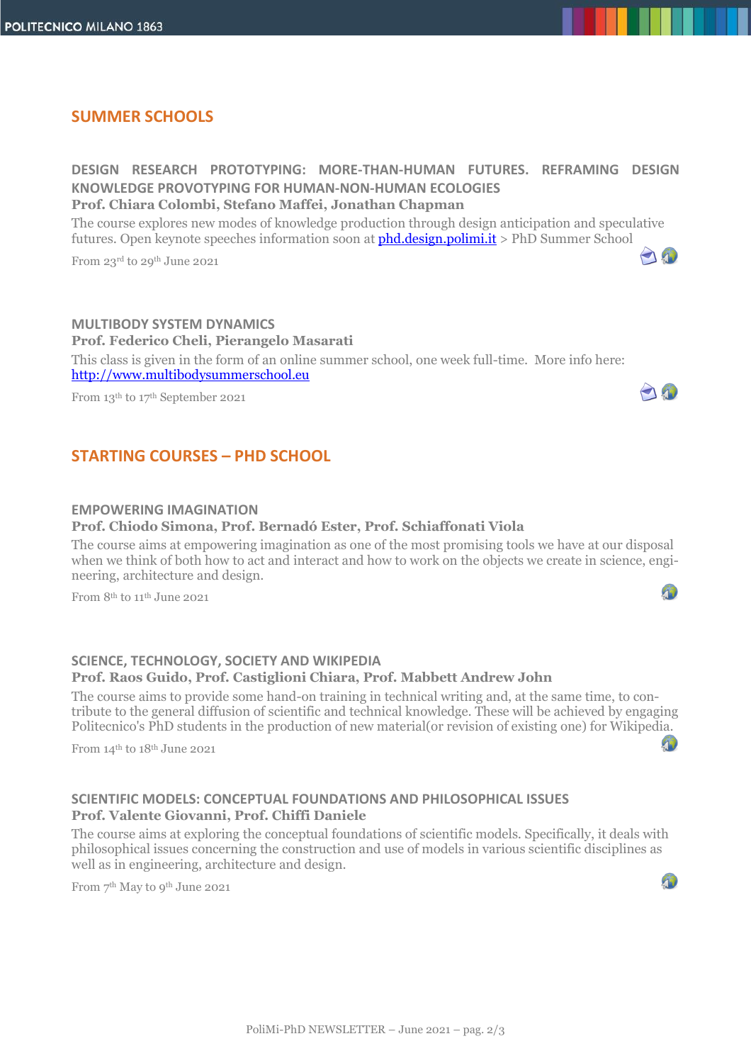## SUMMER SCHOOLS

### DESIGN RESEARCH PROTOTYPING: MORE-THAN-HUMAN FUTURES. REFRAMING DESIGN KNOWLEDGE PROVOTYPING FOR HUMAN-NON-HUMAN ECOLOGIES

**Prof. Chiara Colombi, Stefano Maffei, Jonathan Chapman**

The course explores new modes of knowledge production through design anticipation and speculative futures. Open keynote speeches information soon at [phd.design.polimi.it](phd.design.polimi.it) > PhD Summer School

From 23rd to 29th June 2021

### MULTIBODY SYSTEM DYNAMICS

**Prof. Federico Cheli, Pierangelo Masarati**

This class is given in the form of an online summer school, one week full-time. More info here: [http://www.multibodysummerschool.eu](http://www.multibodysummerschool.eu)

From 13th to 17th September 2021

## STARTING COURSES – PHD SCHOOL

### EMPOWERING IMAGINATION

**Prof. Chiodo Simona, Prof. Bernadó Ester, Prof. Schiaffonati Viola**

The course aims at empowering imagination as one of the most promising tools we have at our disposal when we think of both how to act and interact and how to work on the objects we create in science, engineering, architecture and design.

From 8th to 11th June 2021

### SCIENCE, TECHNOLOGY, SOCIETY AND WIKIPEDIA

**Prof. Raos Guido, Prof. Castiglioni Chiara, Prof. Mabbett Andrew John**

The course aims to provide some hand-on training in technical writing and, at the same time, to contribute to the general diffusion of scientific and technical knowledge. These will be achieved by engaging Politecnico's PhD students in the production of new material(or revision of existing one) for Wikipedia.

From 14th to 18th June 2021

### SCIENTIFIC MODELS: CONCEPTUAL FOUNDATIONS AND PHILOSOPHICAL ISSUES

**Prof. Valente Giovanni, Prof. Chiffi Daniele**

The course aims at exploring the conceptual foundations of scientific models. Specifically, it deals with philosophical issues concerning the construction and use of models in various scientific disciplines as well as in engineering, architecture and design.

From 7th May to 9th June 2021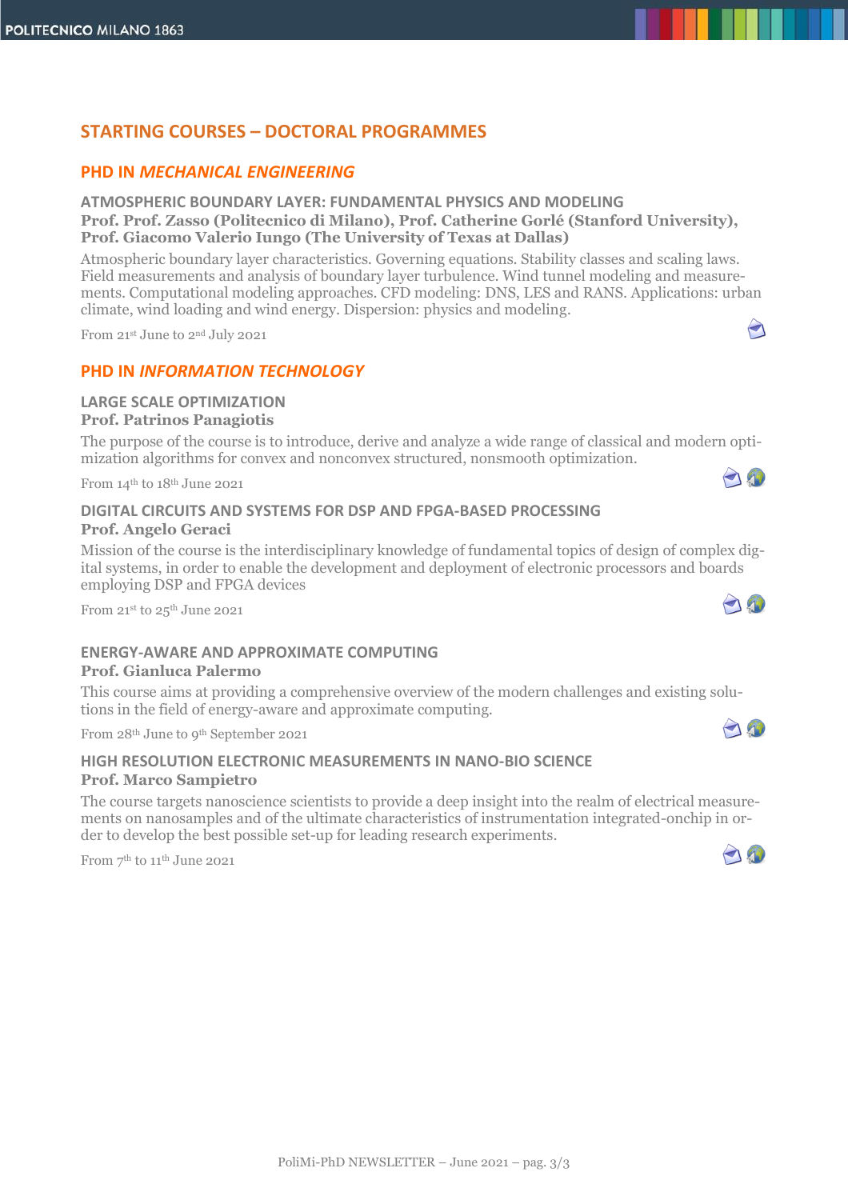## STARTING COURSES – DOCTORAL PROGRAMMES

### PHD IN *MECHANICAL ENGINEERING*

#### ATMOSPHERIC BOUNDARY LAYER: FUNDAMENTAL PHYSICS AND MODELING

**Prof. Prof. Zasso (Politecnico di Milano), Prof. Catherine Gorlé (Stanford University), Prof. Giacomo Valerio Iungo (The University of Texas at Dallas)**

Atmospheric boundary layer characteristics. Governing equations. Stability classes and scaling laws. Field measurements and analysis of boundary layer turbulence. Wind tunnel modeling and measurements. Computational modeling approaches. CFD modeling: DNS, LES and RANS. Applications: urban climate, wind loading and wind energy. Dispersion: physics and modeling.

From 21st June to 2nd July 2021

### PHD IN *INFORMATION TECHNOLOGY*

#### LARGE SCALE OPTIMIZATION

**Prof. Patrinos Panagiotis**

The purpose of the course is to introduce, derive and analyze a wide range of classical and modern optimization algorithms for convex and nonconvex structured, nonsmooth optimization.

From 14th to 18th June 2021

#### DIGITAL CIRCUITS AND SYSTEMS FOR DSP AND FPGA-BASED PROCESSING

**Prof. Angelo Geraci**

Mission of the course is the interdisciplinary knowledge of fundamental topics of design of complex digital systems, in order to enable the development and deployment of electronic processors and boards employing DSP and FPGA devices

From 21st to 25th June 2021

#### ENERGY-AWARE AND APPROXIMATE COMPUTING

**Prof. Gianluca Palermo**

This course aims at providing a comprehensive overview of the modern challenges and existing solutions in the field of energy-aware and approximate computing.

From 28th June to 9th September 2021

#### HIGH RESOLUTION ELECTRONIC MEASUREMENTS IN NANO-BIO SCIENCE

**Prof. Marco Sampietro**

The course targets nanoscience scientists to provide a deep insight into the realm of electrical measurements on nanosamples and of the ultimate characteristics of instrumentation integrated-onchip in order to develop the best possible set-up for leading research experiments.

From 7th to 11th June 2021